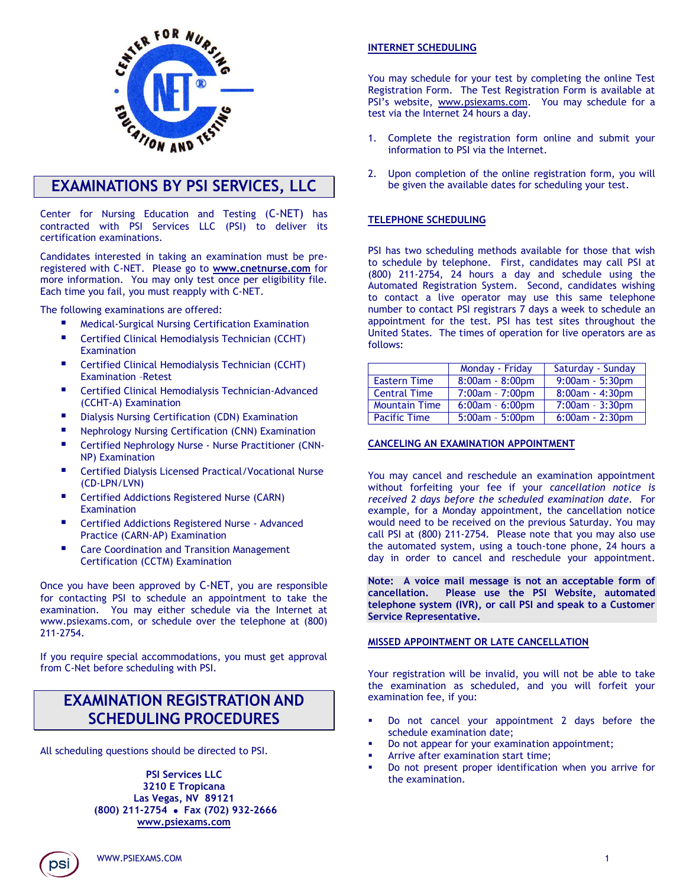# EXAMINATIONS BY PSI SERVICES, LLC

Center for Nursing Education and Testing (C-NET) has contracted with PSI Services LLC (PSI) to deliver its certification examinations.

Candidates interested in taking an examination must be pre-registered with C-NET. Please go to **www.cnetnurse.com** for more information. You may only test once per eligibility file. Each time you fail, you must reapply with C-NET.

The following examinations are offered:

- Medical-Surgical Nursing Certification Examination
- Certified Clinical Hemodialysis Technician (CCHT) Examination
- Certified Clinical Hemodialysis Technician (CCHT) Examination –Retest
- Certified Clinical Hemodialysis Technician-Advanced (CCHT-A) Examination
- Dialysis Nursing Certification (CDN) Examination
- Nephrology Nursing Certification (CNN) Examination
- Certified Nephrology Nurse - Nurse Practitioner (CNN-NP) Examination
- Certified Dialysis Licensed Practical/Vocational Nurse (CD-LPN/LVN)
- Certified Addictions Registered Nurse (CARN) Examination
- Certified Addictions Registered Nurse - Advanced Practice (CARN-AP) Examination
- Care Coordination and Transition Management Certification (CCTM) Examination

Once you have been approved by C-NET, you are responsible for contacting PSI to schedule an appointment to take the examination. You may either schedule via the Internet at www.psiexams.com, or schedule over the telephone at (800) 211-2754.

If you require special accommodations, you must get approval from C-Net before scheduling with PSI.

# EXAMINATION REGISTRATION AND SCHEDULING PROCEDURES

All scheduling questions should be directed to PSI.

**PSI Services LLC**
**3210 E Tropicana**
**Las Vegas, NV 89121**
**(800) 211-2754 • Fax (702) 932-2666**
**www.psiexams.com**

## INTERNET SCHEDULING

You may schedule for your test by completing the online Test Registration Form. The Test Registration Form is available at PSI's website, www.psiexams.com. You may schedule for a test via the Internet 24 hours a day.

1. Complete the registration form online and submit your information to PSI via the Internet.
2. Upon completion of the online registration form, you will be given the available dates for scheduling your test.

## TELEPHONE SCHEDULING

PSI has two scheduling methods available for those that wish to schedule by telephone. First, candidates may call PSI at (800) 211-2754, 24 hours a day and schedule using the Automated Registration System. Second, candidates wishing to contact a live operator may use this same telephone number to contact PSI registrars 7 days a week to schedule an appointment for the test. PSI has test sites throughout the United States. The times of operation for live operators are as follows:

| | Monday - Friday | Saturday - Sunday |
|---|---|---|
| Eastern Time | 8:00am - 8:00pm | 9:00am - 5:30pm |
| Central Time | 7:00am – 7:00pm | 8:00am - 4:30pm |
| Mountain Time | 6:00am - 6:00pm | 7:00am – 3:30pm |
| Pacific Time | 5:00am – 5:00pm | 6:00am - 2:30pm |

## CANCELING AN EXAMINATION APPOINTMENT

You may cancel and reschedule an examination appointment without forfeiting your fee if your *cancellation notice is received 2 days before the scheduled examination date*. For example, for a Monday appointment, the cancellation notice would need to be received on the previous Saturday. You may call PSI at (800) 211-2754. Please note that you may also use the automated system, using a touch-tone phone, 24 hours a day in order to cancel and reschedule your appointment.

**Note: A voice mail message is not an acceptable form of cancellation. Please use the PSI Website, automated telephone system (IVR), or call PSI and speak to a Customer Service Representative.**

## MISSED APPOINTMENT OR LATE CANCELLATION

Your registration will be invalid, you will not be able to take the examination as scheduled, and you will forfeit your examination fee, if you:

- Do not cancel your appointment 2 days before the schedule examination date;
- Do not appear for your examination appointment;
- Arrive after examination start time;
- Do not present proper identification when you arrive for the examination.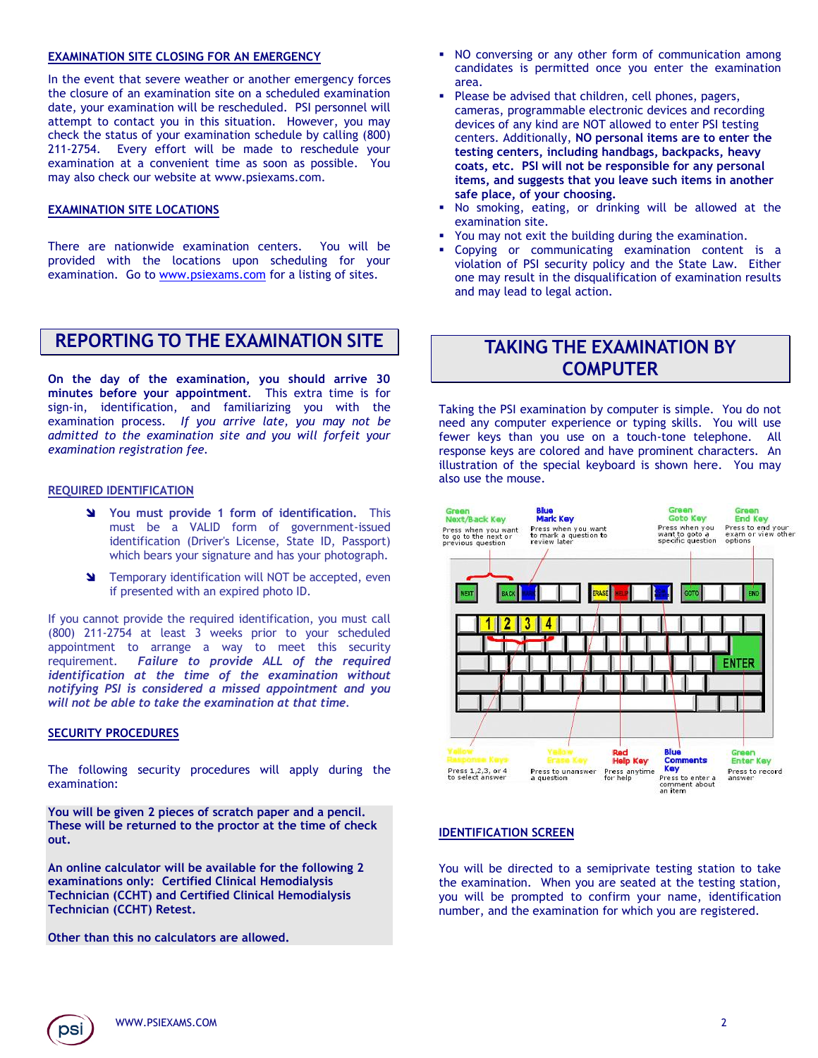## EXAMINATION SITE CLOSING FOR AN EMERGENCY

In the event that severe weather or another emergency forces the closure of an examination site on a scheduled examination date, your examination will be rescheduled. PSI personnel will attempt to contact you in this situation. However, you may check the status of your examination schedule by calling (800) 211-2754. Every effort will be made to reschedule your examination at a convenient time as soon as possible. You may also check our website at www.psiexams.com.

## EXAMINATION SITE LOCATIONS

There are nationwide examination centers. You will be provided with the locations upon scheduling for your examination. Go to www.psiexams.com for a listing of sites.

# REPORTING TO THE EXAMINATION SITE

**On the day of the examination, you should arrive 30 minutes before your appointment**. This extra time is for sign-in, identification, and familiarizing you with the examination process. *If you arrive late, you may not be admitted to the examination site and you will forfeit your examination registration fee.*

## REQUIRED IDENTIFICATION

- **You must provide 1 form of identification.** This must be a VALID form of government-issued identification (Driver's License, State ID, Passport) which bears your signature and has your photograph.
- Temporary identification will NOT be accepted, even if presented with an expired photo ID.

If you cannot provide the required identification, you must call (800) 211-2754 at least 3 weeks prior to your scheduled appointment to arrange a way to meet this security requirement. ***Failure to provide ALL of the required identification at the time of the examination without notifying PSI is considered a missed appointment and you will not be able to take the examination at that time.***

## SECURITY PROCEDURES

The following security procedures will apply during the examination:

**You will be given 2 pieces of scratch paper and a pencil. These will be returned to the proctor at the time of check out.**

**An online calculator will be available for the following 2 examinations only: Certified Clinical Hemodialysis Technician (CCHT) and Certified Clinical Hemodialysis Technician (CCHT) Retest.**

**Other than this no calculators are allowed.**

- NO conversing or any other form of communication among candidates is permitted once you enter the examination area.
- Please be advised that children, cell phones, pagers, cameras, programmable electronic devices and recording devices of any kind are NOT allowed to enter PSI testing centers. Additionally, **NO personal items are to enter the testing centers, including handbags, backpacks, heavy coats, etc. PSI will not be responsible for any personal items, and suggests that you leave such items in another safe place, of your choosing.**
- No smoking, eating, or drinking will be allowed at the examination site.
- You may not exit the building during the examination.
- Copying or communicating examination content is a violation of PSI security policy and the State Law. Either one may result in the disqualification of examination results and may lead to legal action.

# TAKING THE EXAMINATION BY COMPUTER

Taking the PSI examination by computer is simple. You do not need any computer experience or typing skills. You will use fewer keys than you use on a touch-tone telephone. All response keys are colored and have prominent characters. An illustration of the special keyboard is shown here. You may also use the mouse.

Green Next/Back Key – Press when you want to go to the next or previous question

Blue Mark Key – Press when you want to mark a question to review later

Green Goto Key – Press when you want to goto a specific question

Green End Key – Press to end your exam or view other options

Yellow Response Keys – Press 1,2,3, or 4 to select answer

Yellow Erase Key – Press to unanswer a question

Red Help Key – Press anytime for help

Blue Comments Key – Press to enter a comment about an item

Green Enter Key – Press to record answer

## IDENTIFICATION SCREEN

You will be directed to a semiprivate testing station to take the examination. When you are seated at the testing station, you will be prompted to confirm your name, identification number, and the examination for which you are registered.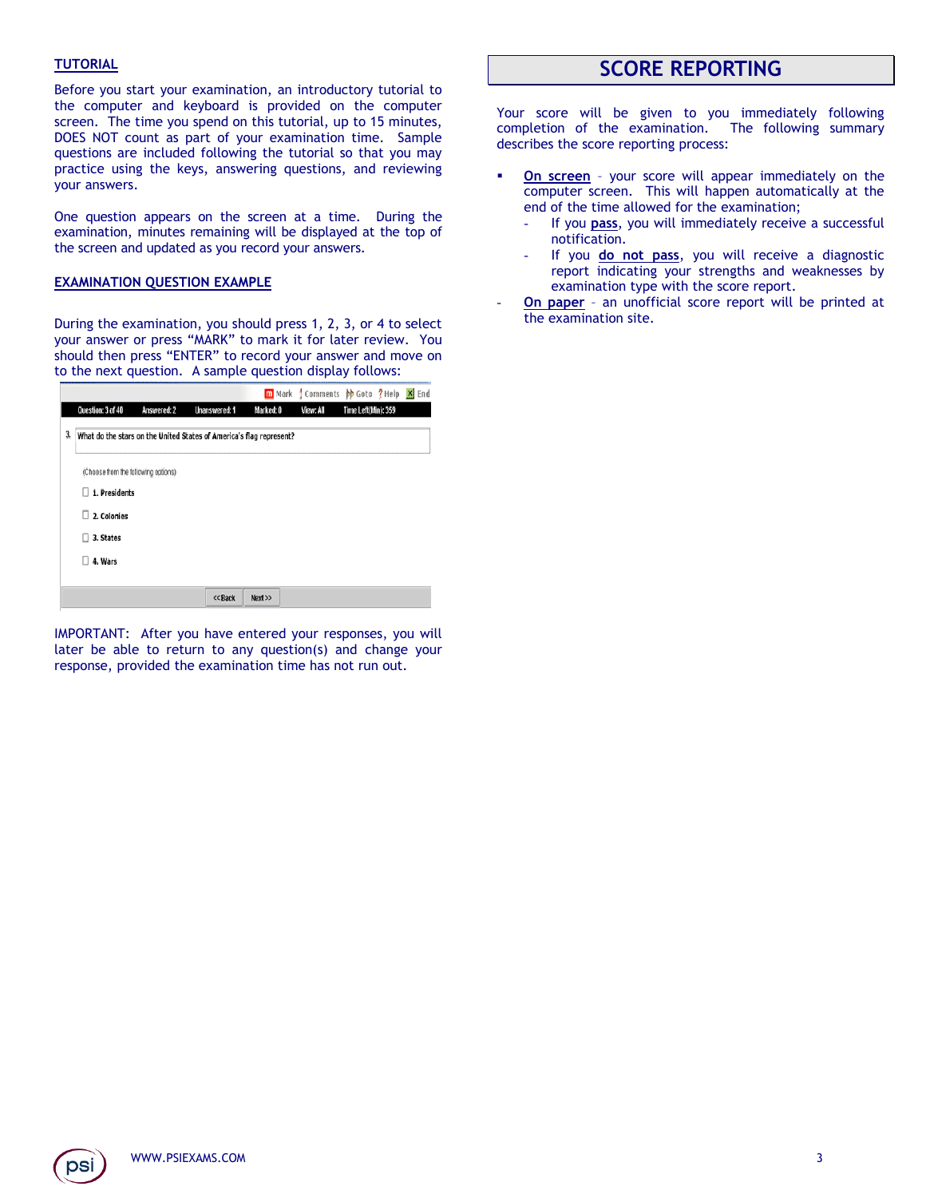## TUTORIAL

Before you start your examination, an introductory tutorial to the computer and keyboard is provided on the computer screen. The time you spend on this tutorial, up to 15 minutes, DOES NOT count as part of your examination time. Sample questions are included following the tutorial so that you may practice using the keys, answering questions, and reviewing your answers.

One question appears on the screen at a time. During the examination, minutes remaining will be displayed at the top of the screen and updated as you record your answers.

## EXAMINATION QUESTION EXAMPLE

During the examination, you should press 1, 2, 3, or 4 to select your answer or press "MARK" to mark it for later review. You should then press "ENTER" to record your answer and move on to the next question. A sample question display follows:

Mark | Comments | Goto | Help | End

Question: 3 of 40 | Answered: 2 | Unanswered: 1 | Marked: 0 | View: All | Time Left(Min): 359

3. What do the stars on the United States of America's flag represent?

(Choose from the following options)

- 1. Presidents
- 2. Colonies
- 3. States
- 4. Wars

<<Back | Next>>

IMPORTANT: After you have entered your responses, you will later be able to return to any question(s) and change your response, provided the examination time has not run out.

## SCORE REPORTING

Your score will be given to you immediately following completion of the examination. The following summary describes the score reporting process:

- **On screen** – your score will appear immediately on the computer screen. This will happen automatically at the end of the time allowed for the examination;
  - If you **pass**, you will immediately receive a successful notification.
  - If you **do not pass**, you will receive a diagnostic report indicating your strengths and weaknesses by examination type with the score report.
- **On paper** – an unofficial score report will be printed at the examination site.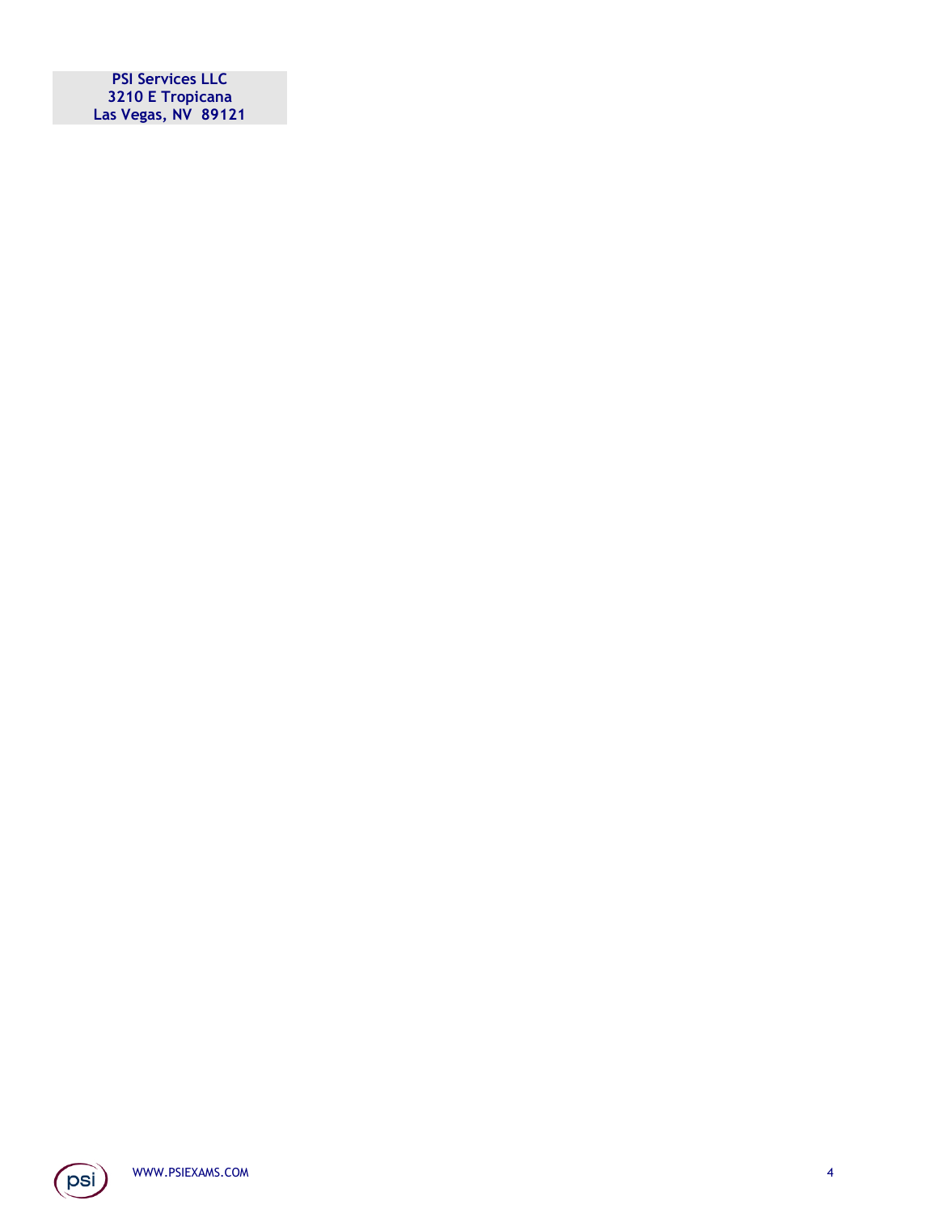**PSI Services LLC**
**3210 E Tropicana**
**Las Vegas, NV 89121**